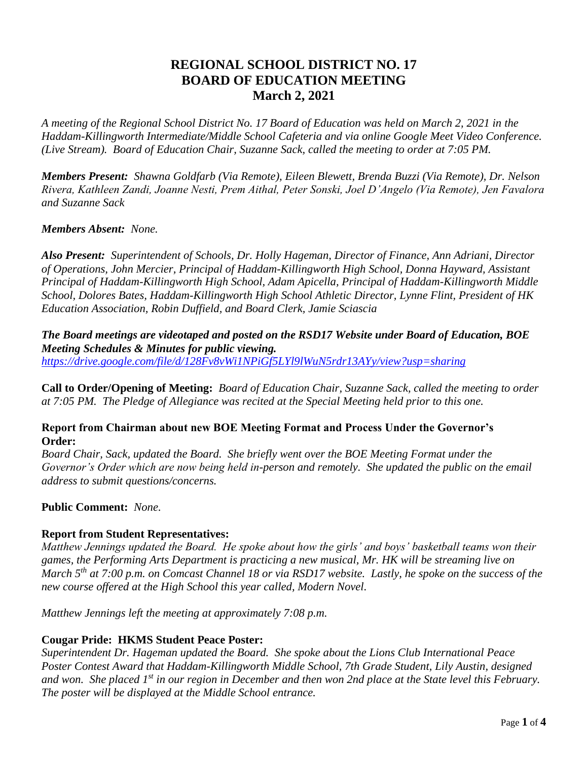# REGIONAL SCHOOL DISTRICT NO. 17
# BOARD OF EDUCATION MEETING
# March 2, 2021

*A meeting of the Regional School District No. 17 Board of Education was held on March 2, 2021 in the Haddam-Killingworth Intermediate/Middle School Cafeteria and via online Google Meet Video Conference. (Live Stream). Board of Education Chair, Suzanne Sack, called the meeting to order at 7:05 PM.*

***Members Present:*** *Shawna Goldfarb (Via Remote), Eileen Blewett, Brenda Buzzi (Via Remote), Dr. Nelson Rivera, Kathleen Zandi, Joanne Nesti, Prem Aithal, Peter Sonski, Joel D'Angelo (Via Remote), Jen Favalora and Suzanne Sack*

***Members Absent:*** *None.*

***Also Present:*** *Superintendent of Schools, Dr. Holly Hageman, Director of Finance, Ann Adriani, Director of Operations, John Mercier, Principal of Haddam-Killingworth High School, Donna Hayward, Assistant Principal of Haddam-Killingworth High School, Adam Apicella, Principal of Haddam-Killingworth Middle School, Dolores Bates, Haddam-Killingworth High School Athletic Director, Lynne Flint, President of HK Education Association, Robin Duffield, and Board Clerk, Jamie Sciascia*

***The Board meetings are videotaped and posted on the RSD17 Website under Board of Education, BOE Meeting Schedules & Minutes for public viewing.***
*https://drive.google.com/file/d/128Fv8vWi1NPiGf5LYl9lWuN5rdr13AYy/view?usp=sharing*

**Call to Order/Opening of Meeting:** *Board of Education Chair, Suzanne Sack, called the meeting to order at 7:05 PM. The Pledge of Allegiance was recited at the Special Meeting held prior to this one.*

**Report from Chairman about new BOE Meeting Format and Process Under the Governor's Order:**
*Board Chair, Sack, updated the Board. She briefly went over the BOE Meeting Format under the Governor's Order which are now being held in-person and remotely. She updated the public on the email address to submit questions/concerns.*

**Public Comment:** *None.*

**Report from Student Representatives:**
*Matthew Jennings updated the Board. He spoke about how the girls' and boys' basketball teams won their games, the Performing Arts Department is practicing a new musical, Mr. HK will be streaming live on March 5th at 7:00 p.m. on Comcast Channel 18 or via RSD17 website. Lastly, he spoke on the success of the new course offered at the High School this year called, Modern Novel.*

*Matthew Jennings left the meeting at approximately 7:08 p.m.*

**Cougar Pride: HKMS Student Peace Poster:**
*Superintendent Dr. Hageman updated the Board. She spoke about the Lions Club International Peace Poster Contest Award that Haddam-Killingworth Middle School, 7th Grade Student, Lily Austin, designed and won. She placed 1st in our region in December and then won 2nd place at the State level this February. The poster will be displayed at the Middle School entrance.*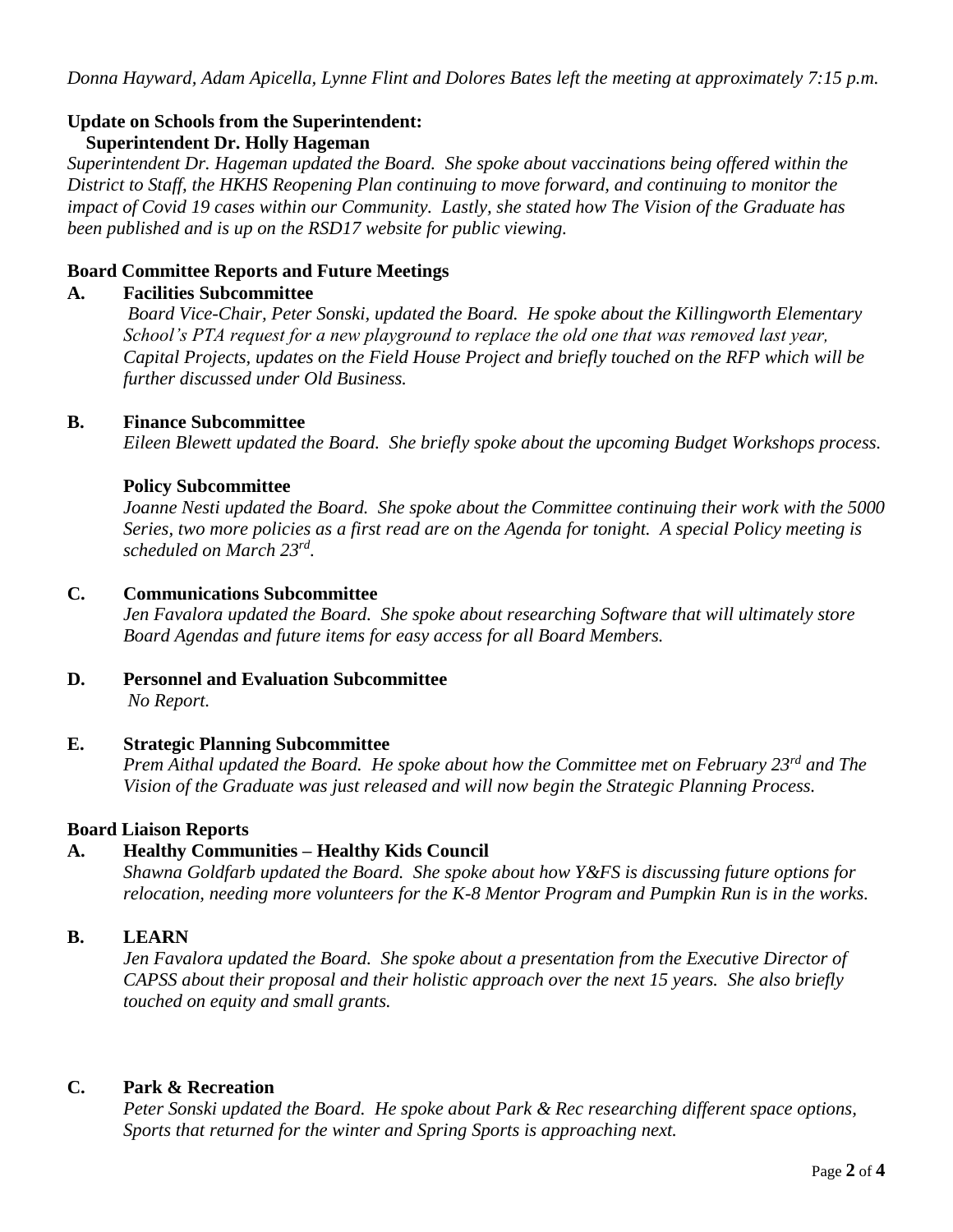*Donna Hayward, Adam Apicella, Lynne Flint and Dolores Bates left the meeting at approximately 7:15 p.m.*

**Update on Schools from the Superintendent:**
**Superintendent Dr. Holly Hageman**
*Superintendent Dr. Hageman updated the Board. She spoke about vaccinations being offered within the District to Staff, the HKHS Reopening Plan continuing to move forward, and continuing to monitor the impact of Covid 19 cases within our Community. Lastly, she stated how The Vision of the Graduate has been published and is up on the RSD17 website for public viewing.*

**Board Committee Reports and Future Meetings**

**A. Facilities Subcommittee**
*Board Vice-Chair, Peter Sonski, updated the Board. He spoke about the Killingworth Elementary School's PTA request for a new playground to replace the old one that was removed last year, Capital Projects, updates on the Field House Project and briefly touched on the RFP which will be further discussed under Old Business.*

**B. Finance Subcommittee**
*Eileen Blewett updated the Board. She briefly spoke about the upcoming Budget Workshops process.*

**Policy Subcommittee**
*Joanne Nesti updated the Board. She spoke about the Committee continuing their work with the 5000 Series, two more policies as a first read are on the Agenda for tonight. A special Policy meeting is scheduled on March 23rd.*

**C. Communications Subcommittee**
*Jen Favalora updated the Board. She spoke about researching Software that will ultimately store Board Agendas and future items for easy access for all Board Members.*

**D. Personnel and Evaluation Subcommittee**
*No Report.*

**E. Strategic Planning Subcommittee**
*Prem Aithal updated the Board. He spoke about how the Committee met on February 23rd and The Vision of the Graduate was just released and will now begin the Strategic Planning Process.*

**Board Liaison Reports**

**A. Healthy Communities – Healthy Kids Council**
*Shawna Goldfarb updated the Board. She spoke about how Y&FS is discussing future options for relocation, needing more volunteers for the K-8 Mentor Program and Pumpkin Run is in the works.*

**B. LEARN**
*Jen Favalora updated the Board. She spoke about a presentation from the Executive Director of CAPSS about their proposal and their holistic approach over the next 15 years. She also briefly touched on equity and small grants.*

**C. Park & Recreation**
*Peter Sonski updated the Board. He spoke about Park & Rec researching different space options, Sports that returned for the winter and Spring Sports is approaching next.*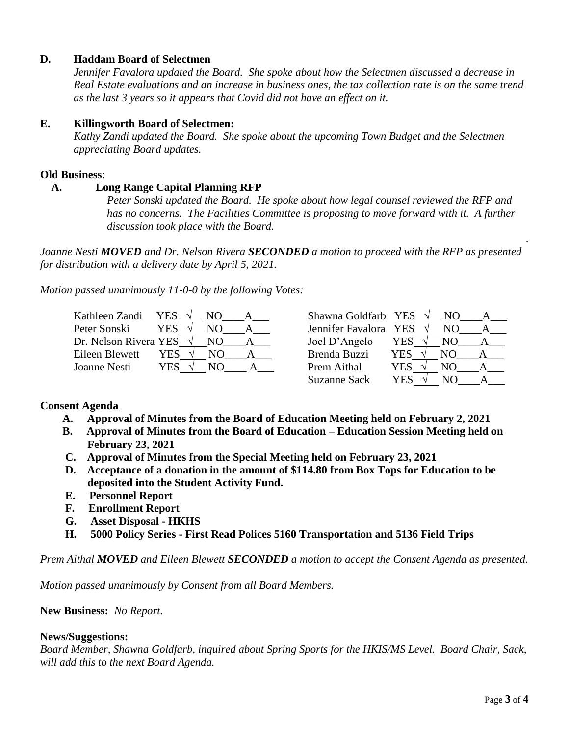**D. Haddam Board of Selectmen**

*Jennifer Favalora updated the Board. She spoke about how the Selectmen discussed a decrease in Real Estate evaluations and an increase in business ones, the tax collection rate is on the same trend as the last 3 years so it appears that Covid did not have an effect on it.*

**E. Killingworth Board of Selectmen:**

*Kathy Zandi updated the Board. She spoke about the upcoming Town Budget and the Selectmen appreciating Board updates.*

**Old Business**:

**A. Long Range Capital Planning RFP**

*Peter Sonski updated the Board. He spoke about how legal counsel reviewed the RFP and has no concerns. The Facilities Committee is proposing to move forward with it. A further discussion took place with the Board.*

*Joanne Nesti **MOVED** and Dr. Nelson Rivera **SECONDED** a motion to proceed with the RFP as presented for distribution with a delivery date by April 5, 2021.*

*Motion passed unanimously 11-0-0 by the following Votes:*

| Name | YES | NO | A | Name | YES | NO | A |
|---|---|---|---|---|---|---|---|
| Kathleen Zandi | √ | | | Shawna Goldfarb | √ | | |
| Peter Sonski | √ | | | Jennifer Favalora | √ | | |
| Dr. Nelson Rivera | √ | | | Joel D'Angelo | √ | | |
| Eileen Blewett | √ | | | Brenda Buzzi | √ | | |
| Joanne Nesti | √ | | | Prem Aithal | √ | | |
| | | | | Suzanne Sack | √ | | |

**Consent Agenda**

- **A. Approval of Minutes from the Board of Education Meeting held on February 2, 2021**
- **B. Approval of Minutes from the Board of Education – Education Session Meeting held on February 23, 2021**
- **C. Approval of Minutes from the Special Meeting held on February 23, 2021**
- **D. Acceptance of a donation in the amount of $114.80 from Box Tops for Education to be deposited into the Student Activity Fund.**
- **E. Personnel Report**
- **F. Enrollment Report**
- **G. Asset Disposal - HKHS**
- **H. 5000 Policy Series - First Read Polices 5160 Transportation and 5136 Field Trips**

*Prem Aithal **MOVED** and Eileen Blewett **SECONDED** a motion to accept the Consent Agenda as presented.*

*Motion passed unanimously by Consent from all Board Members.*

**New Business:** *No Report.*

**News/Suggestions:**

*Board Member, Shawna Goldfarb, inquired about Spring Sports for the HKIS/MS Level. Board Chair, Sack, will add this to the next Board Agenda.*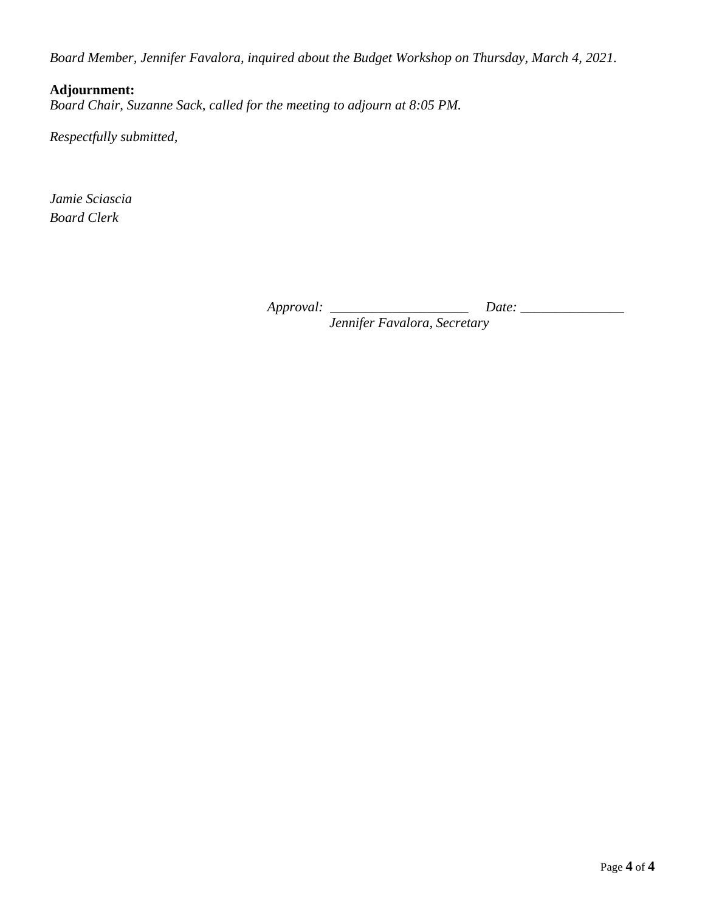*Board Member, Jennifer Favalora, inquired about the Budget Workshop on Thursday, March 4, 2021.*

**Adjournment:**

*Board Chair, Suzanne Sack, called for the meeting to adjourn at 8:05 PM.*

*Respectfully submitted,*

*Jamie Sciascia*
*Board Clerk*

*Approval:* ____________________ *Date:* _______________
*Jennifer Favalora, Secretary*